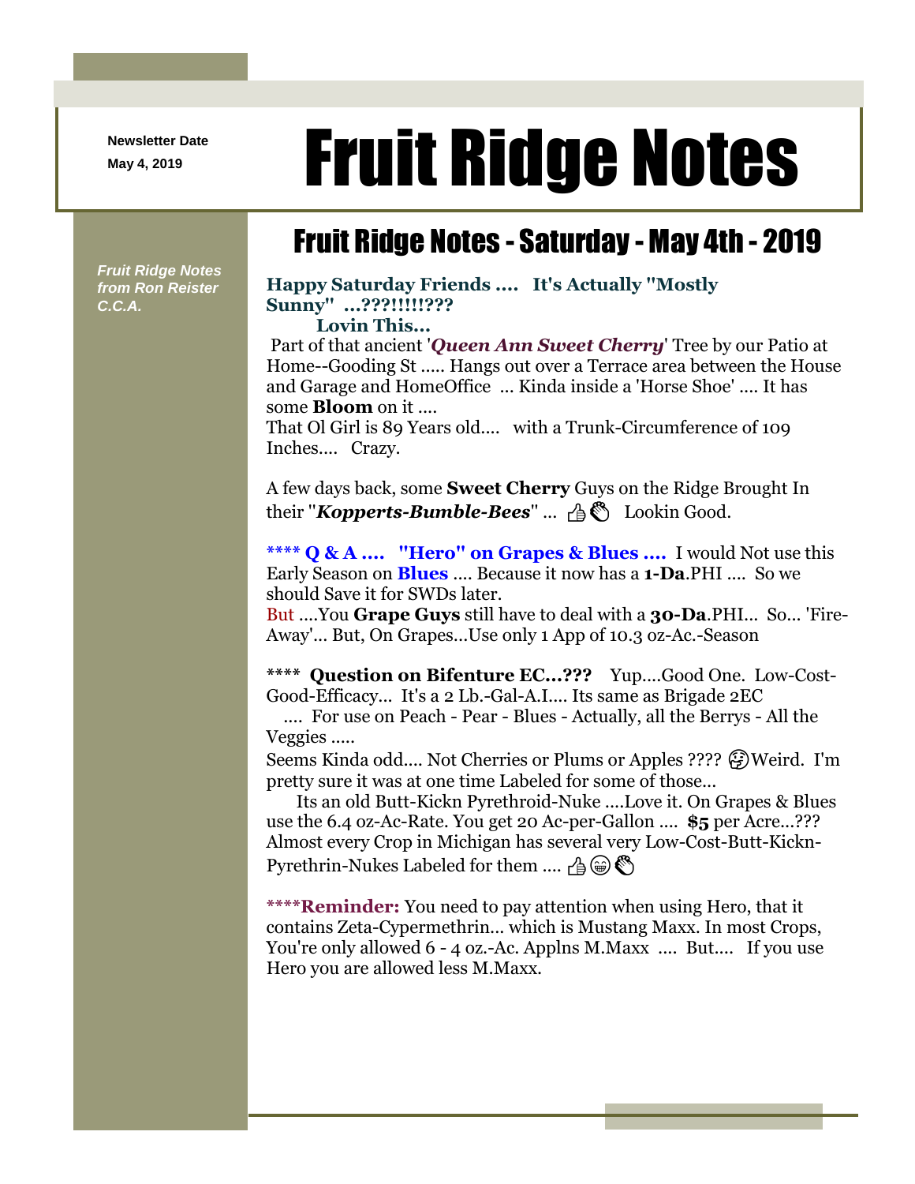Newsletter Date
May 4, 2019

# Fruit Ridge Notes

*Fruit Ridge Notes from Ron Reister C.C.A.*

## Fruit Ridge Notes - Saturday - May 4th - 2019

**Happy Saturday Friends .... It's Actually "Mostly Sunny" ...???!!!!???**

**Lovin This...**

Part of that ancient '***Queen Ann Sweet Cherry***' Tree by our Patio at Home--Gooding St ..... Hangs out over a Terrace area between the House and Garage and HomeOffice ... Kinda inside a 'Horse Shoe' .... It has some **Bloom** on it ....
That Ol Girl is 89 Years old.... with a Trunk-Circumference of 109 Inches.... Crazy.

A few days back, some **Sweet Cherry** Guys on the Ridge Brought In their "***Kopperts-Bumble-Bees***" ... 👍👏 Lookin Good.

**\*\*\*\* Q & A .... "Hero" on Grapes & Blues ....** I would Not use this Early Season on **Blues** .... Because it now has a **1-Da**.PHI .... So we should Save it for SWDs later.
But ....You **Grape Guys** still have to deal with a **30-Da**.PHI... So... 'Fire-Away'... But, On Grapes...Use only 1 App of 10.3 oz-Ac.-Season

**\*\*\*\* Question on Bifenture EC...???** Yup....Good One. Low-Cost-Good-Efficacy... It's a 2 Lb.-Gal-A.I.... Its same as Brigade 2EC .... For use on Peach - Pear - Blues - Actually, all the Berrys - All the Veggies .....
Seems Kinda odd.... Not Cherries or Plums or Apples ???? 🤔Weird. I'm pretty sure it was at one time Labeled for some of those...
Its an old Butt-Kickn Pyrethroid-Nuke ....Love it. On Grapes & Blues use the 6.4 oz-Ac-Rate. You get 20 Ac-per-Gallon .... **$5** per Acre...??? Almost every Crop in Michigan has several very Low-Cost-Butt-Kickn-Pyrethrin-Nukes Labeled for them .... 👍😁👏

**\*\*\*\*Reminder:** You need to pay attention when using Hero, that it contains Zeta-Cypermethrin... which is Mustang Maxx. In most Crops, You're only allowed 6 - 4 oz.-Ac. Applns M.Maxx .... But.... If you use Hero you are allowed less M.Maxx.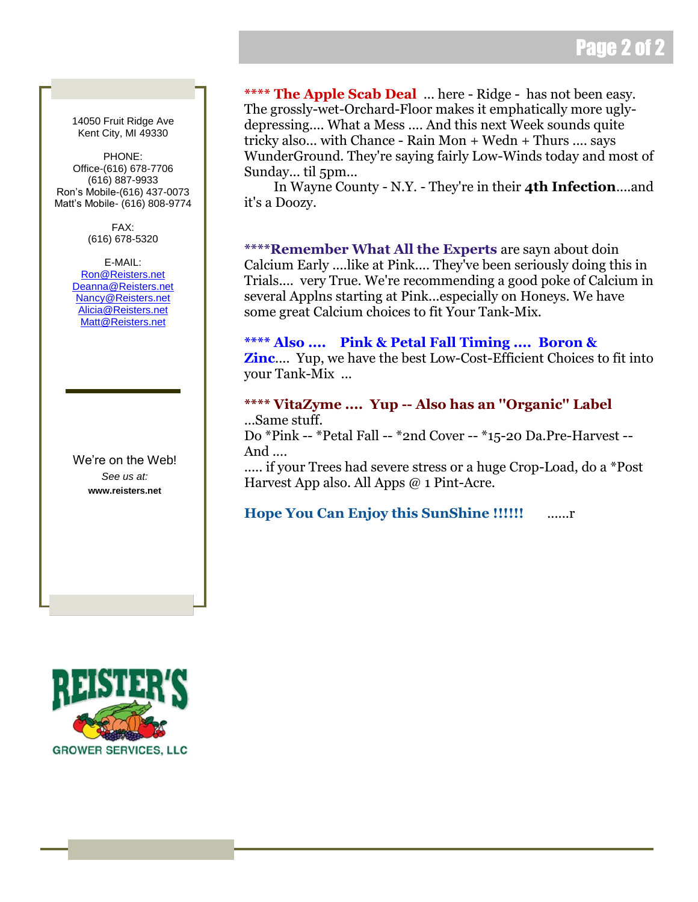14050 Fruit Ridge Ave
Kent City, MI 49330

PHONE:
Office-(616) 678-7706
(616) 887-9933
Ron's Mobile-(616) 437-0073
Matt's Mobile- (616) 808-9774

FAX:
(616) 678-5320

E-MAIL:
Ron@Reisters.net
Deanna@Reisters.net
Nancy@Reisters.net
Alicia@Reisters.net
Matt@Reisters.net

We're on the Web!
*See us at:*
**www.reisters.net**

**\*\*\*\* The Apple Scab Deal** ... here - Ridge - has not been easy. The grossly-wet-Orchard-Floor makes it emphatically more ugly-depressing.... What a Mess .... And this next Week sounds quite tricky also... with Chance - Rain Mon + Wedn + Thurs .... says WunderGround. They're saying fairly Low-Winds today and most of Sunday... til 5pm...

In Wayne County - N.Y. - They're in their **4th Infection**....and it's a Doozy.

**\*\*\*\*Remember What All the Experts** are sayn about doin Calcium Early ....like at Pink.... They've been seriously doing this in Trials.... very True. We're recommending a good poke of Calcium in several Applns starting at Pink...especially on Honeys. We have some great Calcium choices to fit Your Tank-Mix.

**\*\*\*\* Also .... Pink & Petal Fall Timing .... Boron & Zinc**.... Yup, we have the best Low-Cost-Efficient Choices to fit into your Tank-Mix ...

**\*\*\*\* VitaZyme .... Yup -- Also has an "Organic" Label**
...Same stuff.
Do *Pink -- *Petal Fall -- *2nd Cover -- *15-20 Da.Pre-Harvest -- And ....
..... if your Trees had severe stress or a huge Crop-Load, do a *Post Harvest App also. All Apps @ 1 Pint-Acre.

**Hope You Can Enjoy this SunShine !!!!!!** ......r

REISTER'S
GROWER SERVICES, LLC